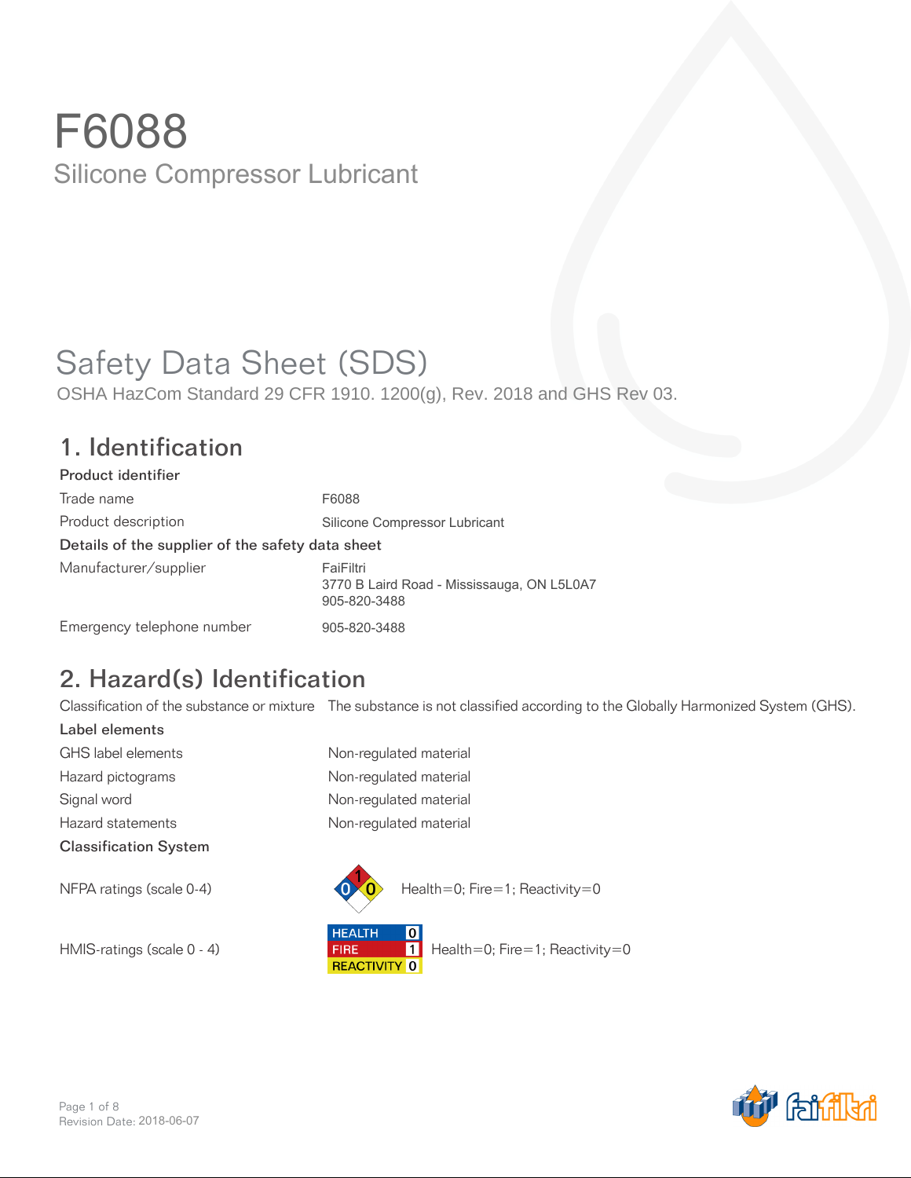# F6088

Silicone Compressor Lubricant

# Safety Data Sheet (SDS)

OSHA HazCom Standard 29 CFR 1910. 1200(g), Rev. 2018 and GHS Rev 03.

## 1. Identification

**Product identifier**

| | |
|---|---|
| Trade name | F6088 |
| Product description | Silicone Compressor Lubricant |

**Details of the supplier of the safety data sheet**

| | |
|---|---|
| Manufacturer/supplier | FaiFiltri<br>3770 B Laird Road - Mississauga, ON L5L0A7<br>905-820-3488 |
| Emergency telephone number | 905-820-3488 |

## 2. Hazard(s) Identification

| | |
|---|---|
| Classification of the substance or mixture | The substance is not classified according to the Globally Harmonized System (GHS). |

**Label elements**

| | |
|---|---|
| GHS label elements | Non-regulated material |
| Hazard pictograms | Non-regulated material |
| Signal word | Non-regulated material |
| Hazard statements | Non-regulated material |

**Classification System**

| | |
|---|---|
| NFPA ratings (scale 0-4) | Health=0; Fire=1; Reactivity=0 |
| HMIS-ratings (scale 0 - 4) | HEALTH 0<br>FIRE 1<br>REACTIVITY 0<br>Health=0; Fire=1; Reactivity=0 |

Revision Date: 2018-06-07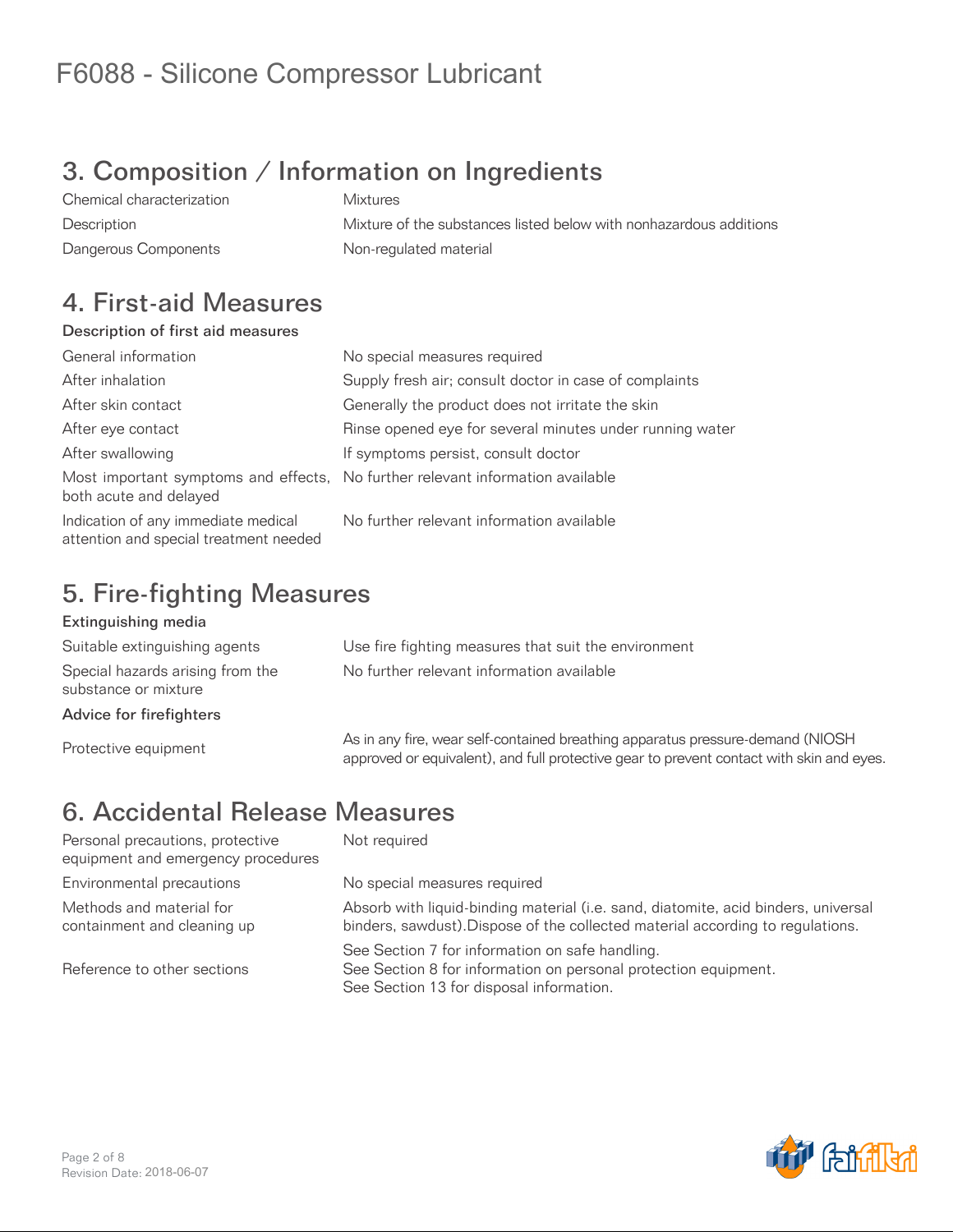# F6088 - Silicone Compressor Lubricant

## 3. Composition / Information on Ingredients

| | |
|---|---|
| Chemical characterization | Mixtures |
| Description | Mixture of the substances listed below with nonhazardous additions |
| Dangerous Components | Non-regulated material |

## 4. First-aid Measures

### Description of first aid measures

| | |
|---|---|
| General information | No special measures required |
| After inhalation | Supply fresh air; consult doctor in case of complaints |
| After skin contact | Generally the product does not irritate the skin |
| After eye contact | Rinse opened eye for several minutes under running water |
| After swallowing | If symptoms persist, consult doctor |
| Most important symptoms and effects, both acute and delayed | No further relevant information available |
| Indication of any immediate medical attention and special treatment needed | No further relevant information available |

## 5. Fire-fighting Measures

### Extinguishing media

| | |
|---|---|
| Suitable extinguishing agents | Use fire fighting measures that suit the environment |
| Special hazards arising from the substance or mixture | No further relevant information available |

### Advice for firefighters

| | |
|---|---|
| Protective equipment | As in any fire, wear self-contained breathing apparatus pressure-demand (NIOSH approved or equivalent), and full protective gear to prevent contact with skin and eyes. |

## 6. Accidental Release Measures

| | |
|---|---|
| Personal precautions, protective equipment and emergency procedures | Not required |
| Environmental precautions | No special measures required |
| Methods and material for containment and cleaning up | Absorb with liquid-binding material (i.e. sand, diatomite, acid binders, universal binders, sawdust).Dispose of the collected material according to regulations. |
| Reference to other sections | See Section 7 for information on safe handling.<br>See Section 8 for information on personal protection equipment.<br>See Section 13 for disposal information. |

Revision Date: 2018-06-07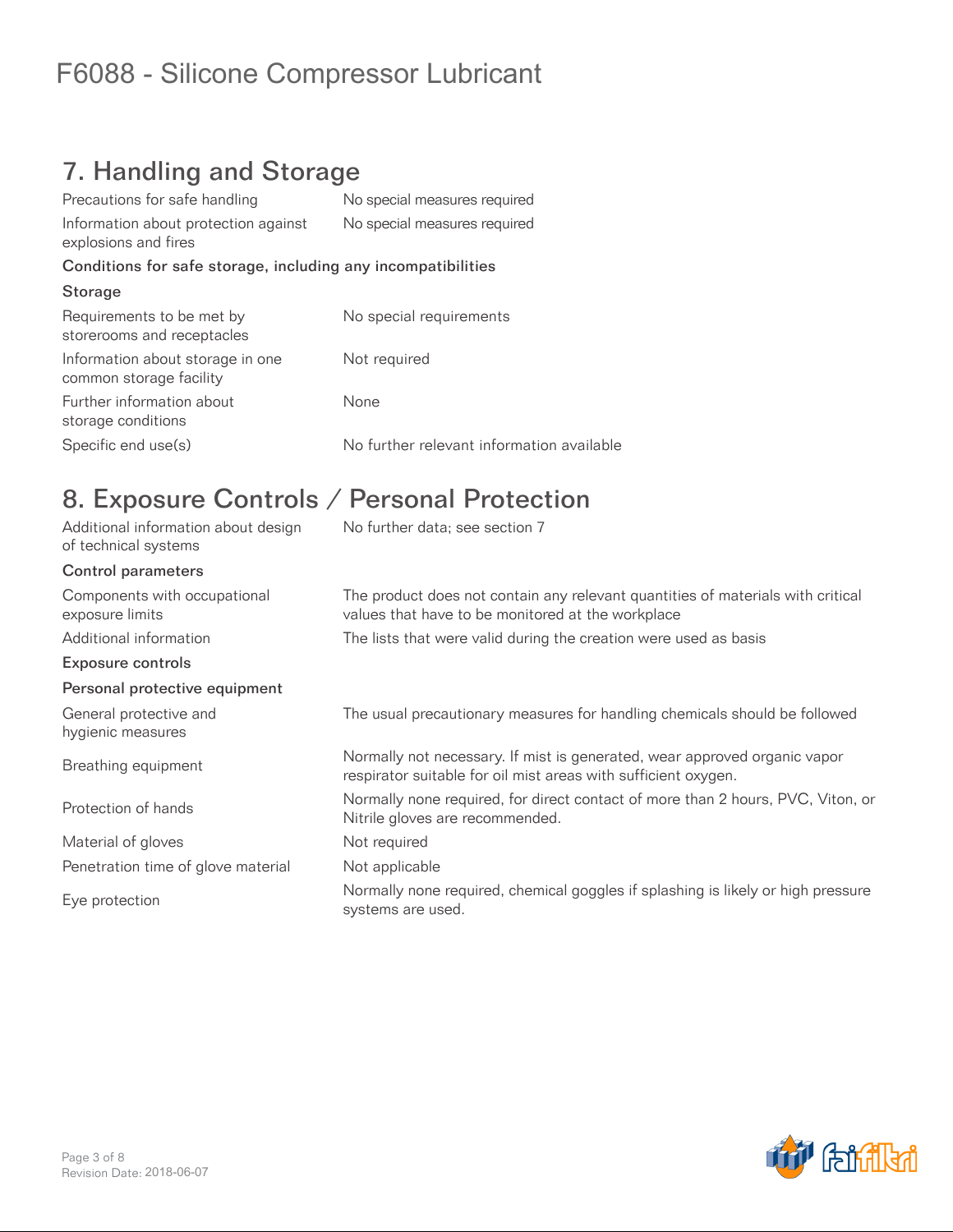# F6088 - Silicone Compressor Lubricant

## 7. Handling and Storage

| | |
|---|---|
| Precautions for safe handling | No special measures required |
| Information about protection against explosions and fires | No special measures required |

**Conditions for safe storage, including any incompatibilities**

**Storage**

| | |
|---|---|
| Requirements to be met by storerooms and receptacles | No special requirements |
| Information about storage in one common storage facility | Not required |
| Further information about storage conditions | None |
| Specific end use(s) | No further relevant information available |

## 8. Exposure Controls / Personal Protection

| | |
|---|---|
| Additional information about design of technical systems | No further data; see section 7 |

**Control parameters**

| | |
|---|---|
| Components with occupational exposure limits | The product does not contain any relevant quantities of materials with critical values that have to be monitored at the workplace |
| Additional information | The lists that were valid during the creation were used as basis |

**Exposure controls**

**Personal protective equipment**

| | |
|---|---|
| General protective and hygienic measures | The usual precautionary measures for handling chemicals should be followed |
| Breathing equipment | Normally not necessary. If mist is generated, wear approved organic vapor respirator suitable for oil mist areas with sufficient oxygen. |
| Protection of hands | Normally none required, for direct contact of more than 2 hours, PVC, Viton, or Nitrile gloves are recommended. |
| Material of gloves | Not required |
| Penetration time of glove material | Not applicable |
| Eye protection | Normally none required, chemical goggles if splashing is likely or high pressure systems are used. |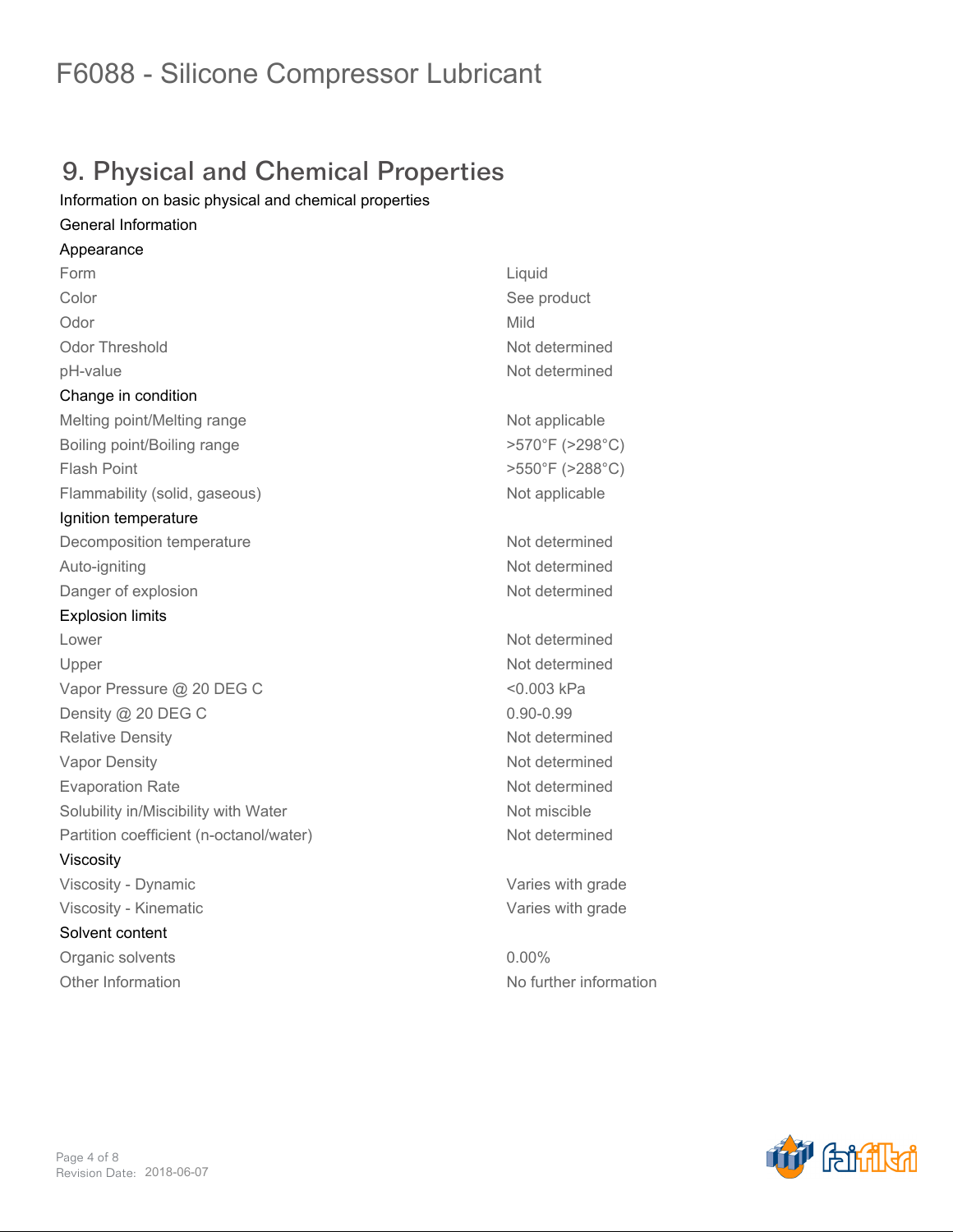# F6088 - Silicone Compressor Lubricant

## 9. Physical and Chemical Properties

Information on basic physical and chemical properties

General Information

| Appearance | |
|---|---|
| Form | Liquid |
| Color | See product |
| Odor | Mild |
| Odor Threshold | Not determined |
| pH-value | Not determined |
| **Change in condition** | |
| Melting point/Melting range | Not applicable |
| Boiling point/Boiling range | >570°F (>298°C) |
| Flash Point | >550°F (>288°C) |
| Flammability (solid, gaseous) | Not applicable |
| **Ignition temperature** | |
| Decomposition temperature | Not determined |
| Auto-igniting | Not determined |
| Danger of explosion | Not determined |
| **Explosion limits** | |
| Lower | Not determined |
| Upper | Not determined |
| Vapor Pressure @ 20 DEG C | <0.003 kPa |
| Density @ 20 DEG C | 0.90-0.99 |
| Relative Density | Not determined |
| Vapor Density | Not determined |
| Evaporation Rate | Not determined |
| Solubility in/Miscibility with Water | Not miscible |
| Partition coefficient (n-octanol/water) | Not determined |
| **Viscosity** | |
| Viscosity - Dynamic | Varies with grade |
| Viscosity - Kinematic | Varies with grade |
| **Solvent content** | |
| Organic solvents | 0.00% |
| Other Information | No further information |

Revision Date: 2018-06-07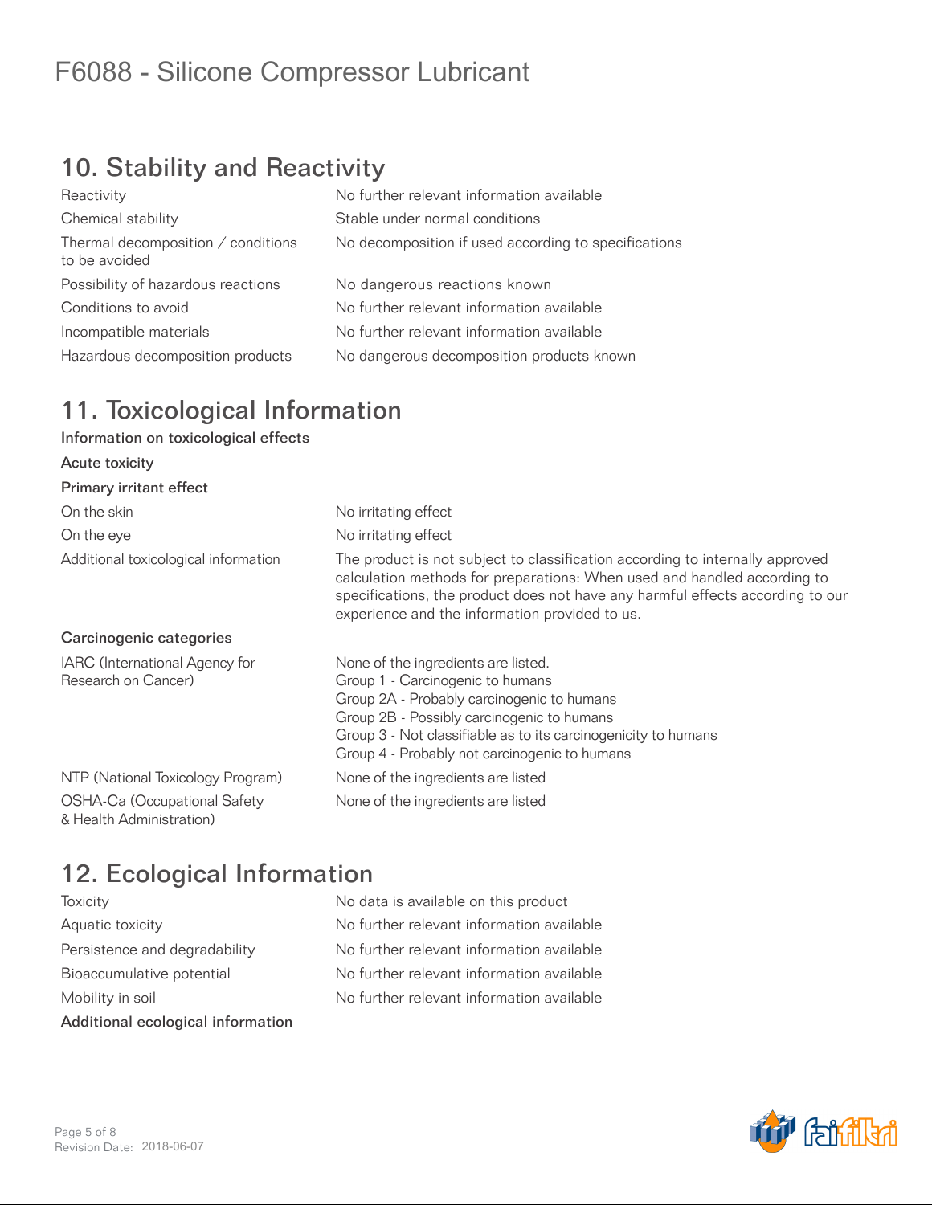# F6088 - Silicone Compressor Lubricant

## 10. Stability and Reactivity

| | |
|---|---|
| Reactivity | No further relevant information available |
| Chemical stability | Stable under normal conditions |
| Thermal decomposition / conditions to be avoided | No decomposition if used according to specifications |
| Possibility of hazardous reactions | No dangerous reactions known |
| Conditions to avoid | No further relevant information available |
| Incompatible materials | No further relevant information available |
| Hazardous decomposition products | No dangerous decomposition products known |

## 11. Toxicological Information

**Information on toxicological effects**

**Acute toxicity**

**Primary irritant effect**

| | |
|---|---|
| On the skin | No irritating effect |
| On the eye | No irritating effect |
| Additional toxicological information | The product is not subject to classification according to internally approved calculation methods for preparations: When used and handled according to specifications, the product does not have any harmful effects according to our experience and the information provided to us. |

**Carcinogenic categories**

| | |
|---|---|
| IARC (International Agency for Research on Cancer) | None of the ingredients are listed.<br>Group 1 - Carcinogenic to humans<br>Group 2A - Probably carcinogenic to humans<br>Group 2B - Possibly carcinogenic to humans<br>Group 3 - Not classifiable as to its carcinogenicity to humans<br>Group 4 - Probably not carcinogenic to humans |
| NTP (National Toxicology Program) | None of the ingredients are listed |
| OSHA-Ca (Occupational Safety & Health Administration) | None of the ingredients are listed |

## 12. Ecological Information

| | |
|---|---|
| Toxicity | No data is available on this product |
| Aquatic toxicity | No further relevant information available |
| Persistence and degradability | No further relevant information available |
| Bioaccumulative potential | No further relevant information available |
| Mobility in soil | No further relevant information available |

**Additional ecological information**

Revision Date: 2018-06-07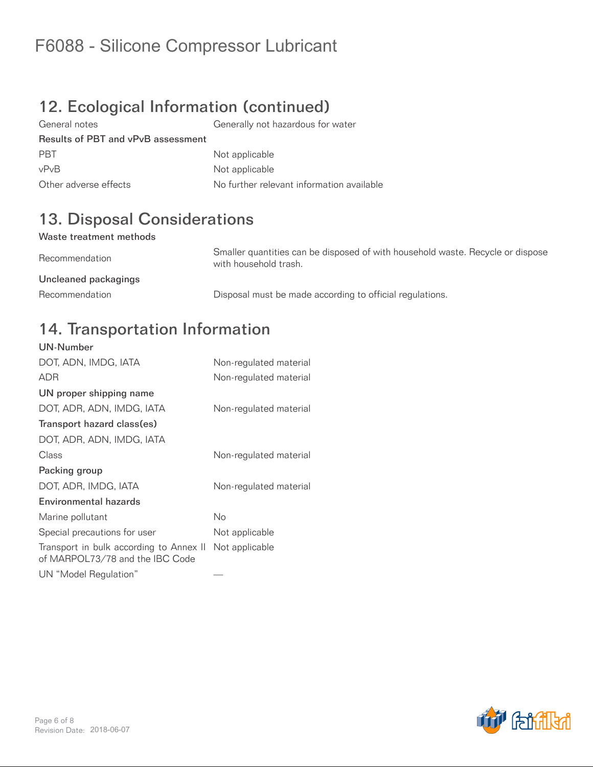# F6088 - Silicone Compressor Lubricant

## 12. Ecological Information (continued)

| | |
|---|---|
| General notes | Generally not hazardous for water |
| **Results of PBT and vPvB assessment** | |
| PBT | Not applicable |
| vPvB | Not applicable |
| Other adverse effects | No further relevant information available |

## 13. Disposal Considerations

**Waste treatment methods**

| | |
|---|---|
| Recommendation | Smaller quantities can be disposed of with household waste. Recycle or dispose with household trash. |
| **Uncleaned packagings** | |
| Recommendation | Disposal must be made according to official regulations. |

## 14. Transportation Information

| | |
|---|---|
| **UN-Number** | |
| DOT, ADN, IMDG, IATA | Non-regulated material |
| ADR | Non-regulated material |
| **UN proper shipping name** | |
| DOT, ADR, ADN, IMDG, IATA | Non-regulated material |
| **Transport hazard class(es)** | |
| DOT, ADR, ADN, IMDG, IATA | |
| Class | Non-regulated material |
| **Packing group** | |
| DOT, ADR, IMDG, IATA | Non-regulated material |
| **Environmental hazards** | |
| Marine pollutant | No |
| Special precautions for user | Not applicable |
| Transport in bulk according to Annex II of MARPOL73/78 and the IBC Code | Not applicable |
| UN "Model Regulation" | — |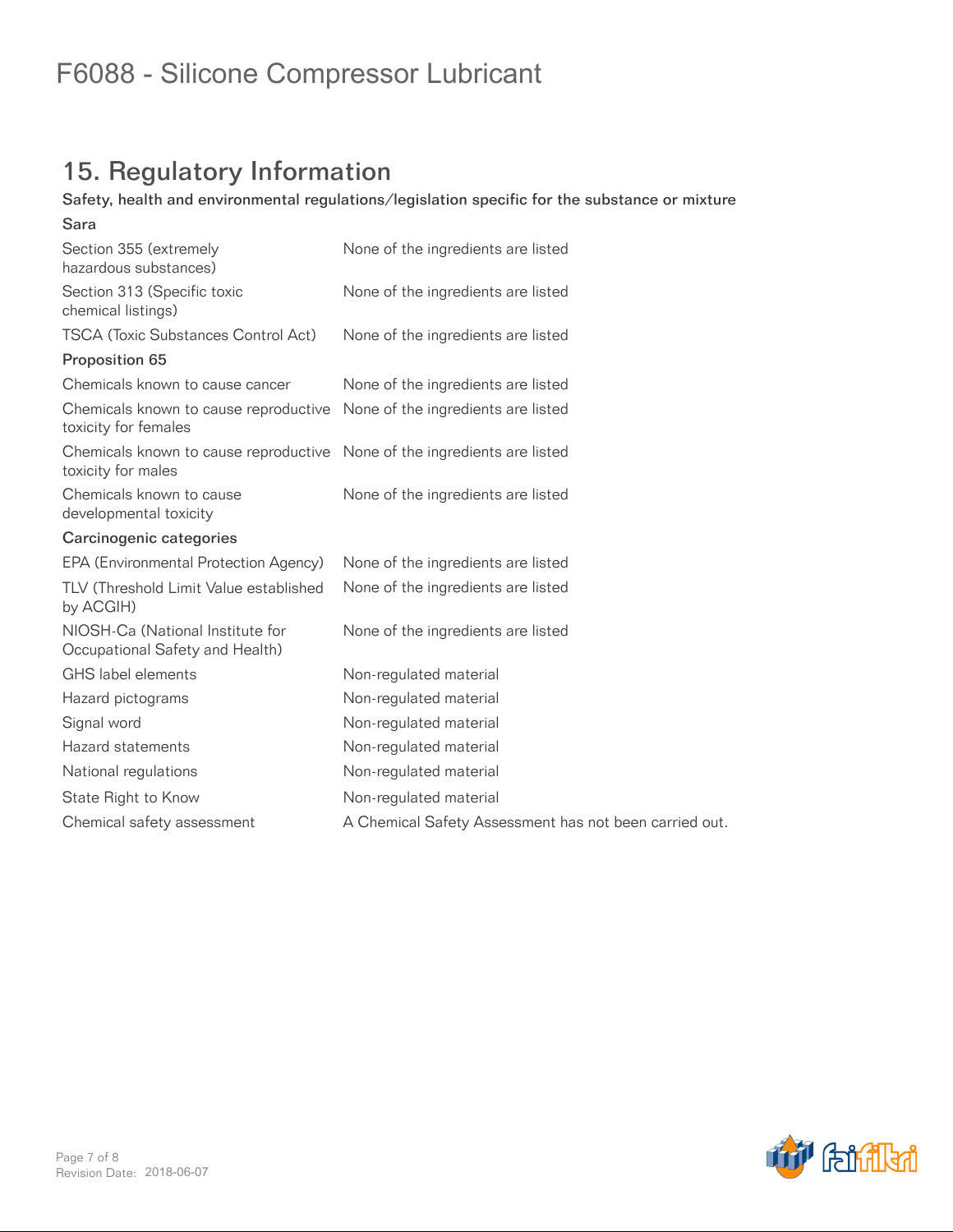# F6088 - Silicone Compressor Lubricant

## 15. Regulatory Information

**Safety, health and environmental regulations/legislation specific for the substance or mixture**

**Sara**

| | |
|---|---|
| Section 355 (extremely hazardous substances) | None of the ingredients are listed |
| Section 313 (Specific toxic chemical listings) | None of the ingredients are listed |
| TSCA (Toxic Substances Control Act) | None of the ingredients are listed |

**Proposition 65**

| | |
|---|---|
| Chemicals known to cause cancer | None of the ingredients are listed |
| Chemicals known to cause reproductive toxicity for females | None of the ingredients are listed |
| Chemicals known to cause reproductive toxicity for males | None of the ingredients are listed |
| Chemicals known to cause developmental toxicity | None of the ingredients are listed |

**Carcinogenic categories**

| | |
|---|---|
| EPA (Environmental Protection Agency) | None of the ingredients are listed |
| TLV (Threshold Limit Value established by ACGIH) | None of the ingredients are listed |
| NIOSH-Ca (National Institute for Occupational Safety and Health) | None of the ingredients are listed |
| GHS label elements | Non-regulated material |
| Hazard pictograms | Non-regulated material |
| Signal word | Non-regulated material |
| Hazard statements | Non-regulated material |
| National regulations | Non-regulated material |
| State Right to Know | Non-regulated material |
| Chemical safety assessment | A Chemical Safety Assessment has not been carried out. |

Revision Date: 2018-06-07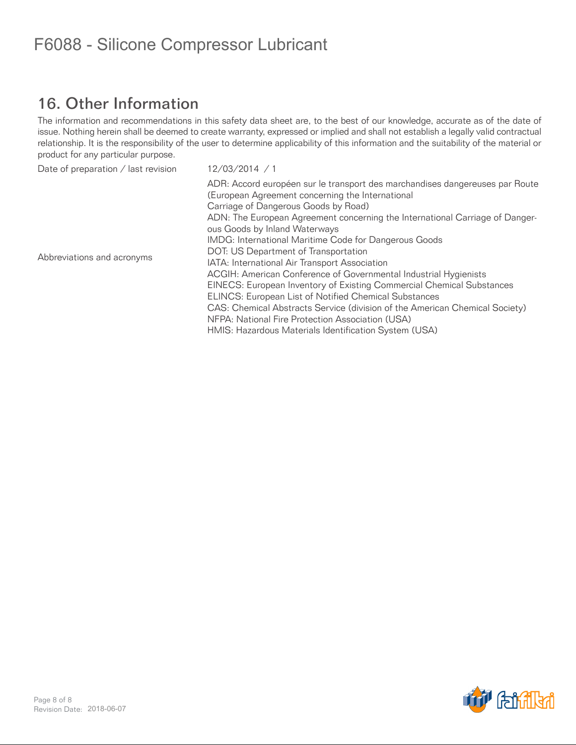# F6088 - Silicone Compressor Lubricant

## 16. Other Information

The information and recommendations in this safety data sheet are, to the best of our knowledge, accurate as of the date of issue. Nothing herein shall be deemed to create warranty, expressed or implied and shall not establish a legally valid contractual relationship. It is the responsibility of the user to determine applicability of this information and the suitability of the material or product for any particular purpose.

| | |
|---|---|
| Date of preparation / last revision | 12/03/2014 / 1 |
| Abbreviations and acronyms | ADR: Accord européen sur le transport des marchandises dangereuses par Route (European Agreement concerning the International Carriage of Dangerous Goods by Road)<br>ADN: The European Agreement concerning the International Carriage of Dangerous Goods by Inland Waterways<br>IMDG: International Maritime Code for Dangerous Goods<br>DOT: US Department of Transportation<br>IATA: International Air Transport Association<br>ACGIH: American Conference of Governmental Industrial Hygienists<br>EINECS: European Inventory of Existing Commercial Chemical Substances<br>ELINCS: European List of Notified Chemical Substances<br>CAS: Chemical Abstracts Service (division of the American Chemical Society)<br>NFPA: National Fire Protection Association (USA)<br>HMIS: Hazardous Materials Identification System (USA) |